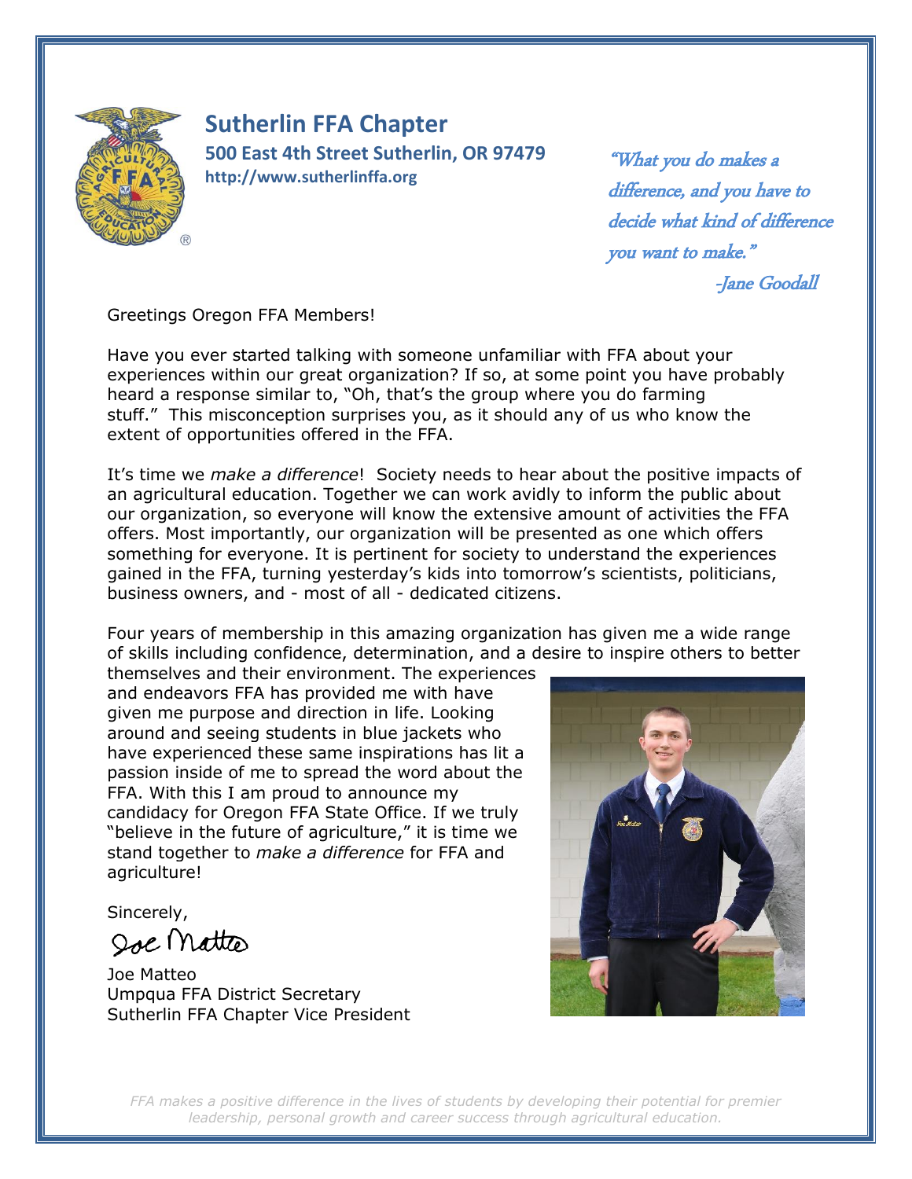# Sutherlin FFA Chapter

**500 East 4th Street Sutherlin, OR 97479**

**http://www.sutherlinffa.org**

*"What you do makes a difference, and you have to decide what kind of difference you want to make."*

*-Jane Goodall*

Greetings Oregon FFA Members!

Have you ever started talking with someone unfamiliar with FFA about your experiences within our great organization? If so, at some point you have probably heard a response similar to, "Oh, that's the group where you do farming stuff." This misconception surprises you, as it should any of us who know the extent of opportunities offered in the FFA.

It's time we *make a difference*! Society needs to hear about the positive impacts of an agricultural education. Together we can work avidly to inform the public about our organization, so everyone will know the extensive amount of activities the FFA offers. Most importantly, our organization will be presented as one which offers something for everyone. It is pertinent for society to understand the experiences gained in the FFA, turning yesterday's kids into tomorrow's scientists, politicians, business owners, and - most of all - dedicated citizens.

Four years of membership in this amazing organization has given me a wide range of skills including confidence, determination, and a desire to inspire others to better themselves and their environment. The experiences and endeavors FFA has provided me with have given me purpose and direction in life. Looking around and seeing students in blue jackets who have experienced these same inspirations has lit a passion inside of me to spread the word about the FFA. With this I am proud to announce my candidacy for Oregon FFA State Office. If we truly "believe in the future of agriculture," it is time we stand together to *make a difference* for FFA and agriculture!

Sincerely,

Joe Matteo

Joe Matteo
Umpqua FFA District Secretary
Sutherlin FFA Chapter Vice President

*FFA makes a positive difference in the lives of students by developing their potential for premier leadership, personal growth and career success through agricultural education.*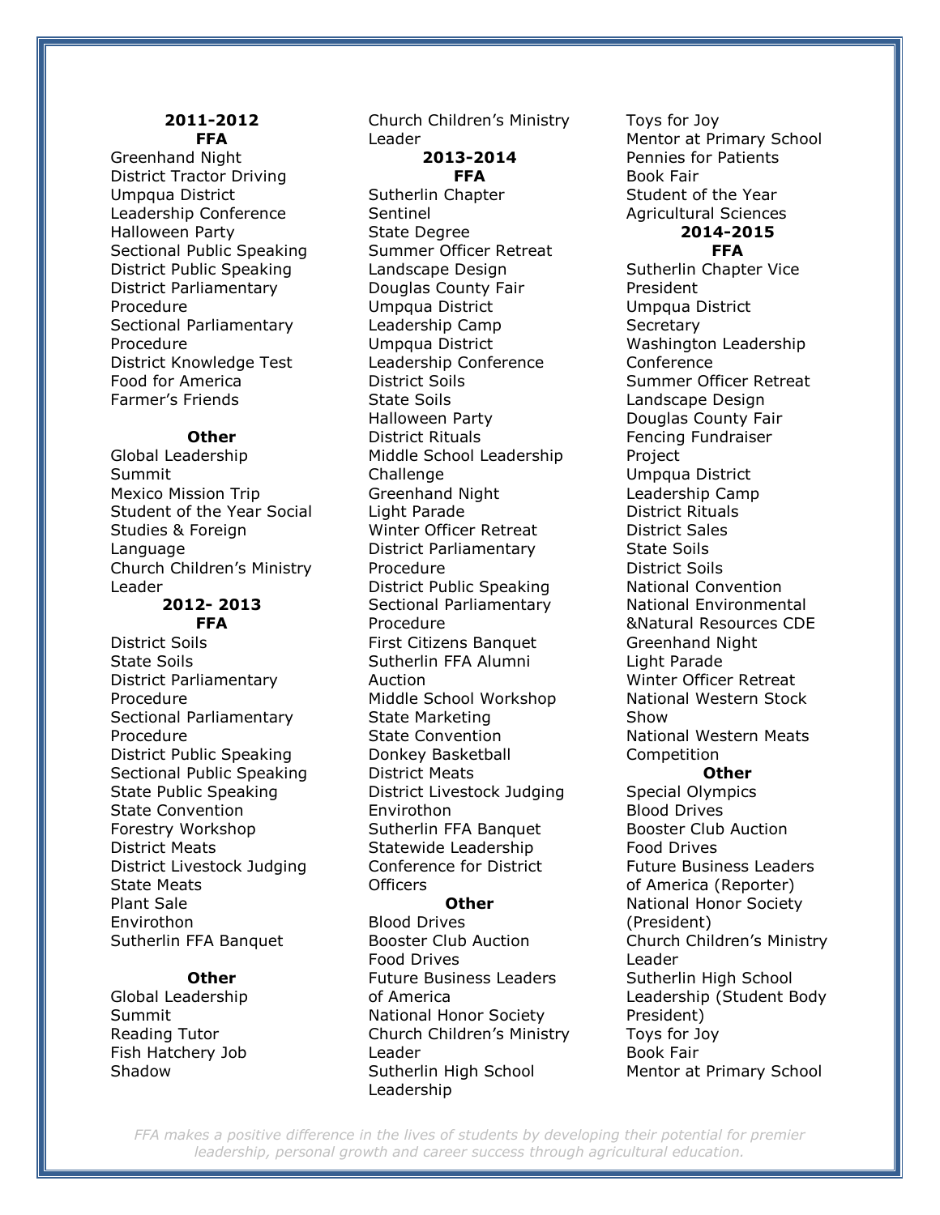**2011-2012**

**FFA**

Greenhand Night
District Tractor Driving
Umpqua District Leadership Conference
Halloween Party
Sectional Public Speaking
District Public Speaking
District Parliamentary Procedure
Sectional Parliamentary Procedure
District Knowledge Test
Food for America
Farmer's Friends

**Other**

Global Leadership Summit
Mexico Mission Trip
Student of the Year Social Studies & Foreign Language
Church Children's Ministry Leader

**2012- 2013**

**FFA**

District Soils
State Soils
District Parliamentary Procedure
Sectional Parliamentary Procedure
District Public Speaking
Sectional Public Speaking
State Public Speaking
State Convention
Forestry Workshop
District Meats
District Livestock Judging
State Meats
Plant Sale
Envirothon
Sutherlin FFA Banquet

**Other**

Global Leadership Summit
Reading Tutor
Fish Hatchery Job Shadow
Church Children's Ministry Leader

**2013-2014**

**FFA**

Sutherlin Chapter Sentinel
State Degree
Summer Officer Retreat
Landscape Design
Douglas County Fair
Umpqua District Leadership Camp
Umpqua District Leadership Conference
District Soils
State Soils
Halloween Party
District Rituals
Middle School Leadership Challenge
Greenhand Night
Light Parade
Winter Officer Retreat
District Parliamentary Procedure
District Public Speaking
Sectional Parliamentary Procedure
First Citizens Banquet
Sutherlin FFA Alumni Auction
Middle School Workshop
State Marketing
State Convention
Donkey Basketball
District Meats
District Livestock Judging
Envirothon
Sutherlin FFA Banquet
Statewide Leadership Conference for District Officers

**Other**

Blood Drives
Booster Club Auction
Food Drives
Future Business Leaders of America
National Honor Society
Church Children's Ministry Leader
Sutherlin High School Leadership
Toys for Joy
Mentor at Primary School
Pennies for Patients
Book Fair
Student of the Year Agricultural Sciences

**2014-2015**

**FFA**

Sutherlin Chapter Vice President
Umpqua District Secretary
Washington Leadership Conference
Summer Officer Retreat
Landscape Design
Douglas County Fair
Fencing Fundraiser Project
Umpqua District Leadership Camp
District Rituals
District Sales
State Soils
District Soils
National Convention
National Environmental &Natural Resources CDE
Greenhand Night
Light Parade
Winter Officer Retreat
National Western Stock Show
National Western Meats Competition

**Other**

Special Olympics
Blood Drives
Booster Club Auction
Food Drives
Future Business Leaders of America (Reporter)
National Honor Society (President)
Church Children's Ministry Leader
Sutherlin High School Leadership (Student Body President)
Toys for Joy
Book Fair
Mentor at Primary School

*FFA makes a positive difference in the lives of students by developing their potential for premier leadership, personal growth and career success through agricultural education.*